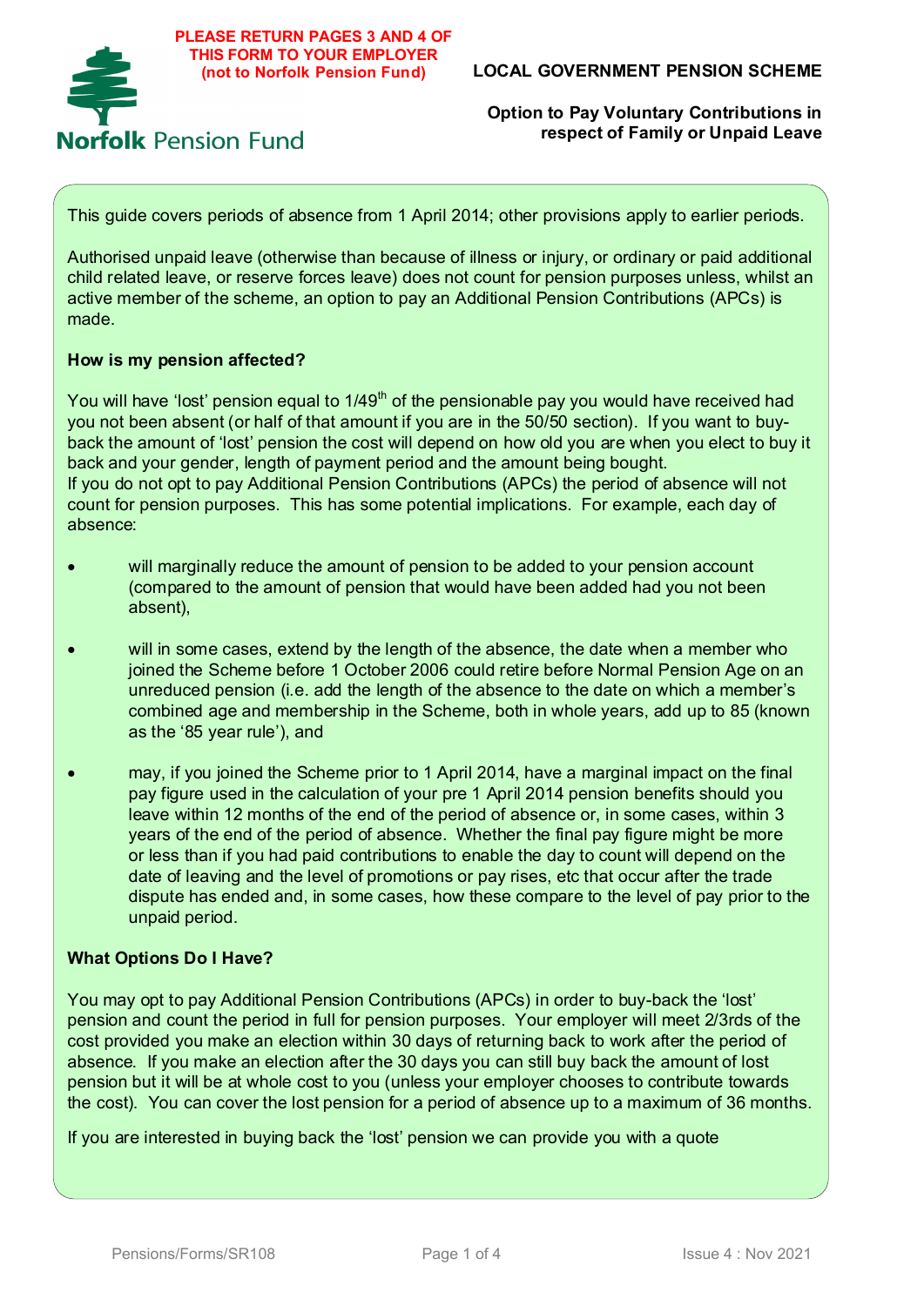**PLEASE RETURN PAGES 3 AND 4 OF THIS FORM TO YOUR EMPLOYER (not to Norfolk Pension Fund)**

Norfolk Pension Fund

**LOCAL GOVERNMENT PENSION SCHEME**

**Option to Pay Voluntary Contributions in respect of Family or Unpaid Leave**

This guide covers periods of absence from 1 April 2014; other provisions apply to earlier periods.

Authorised unpaid leave (otherwise than because of illness or injury, or ordinary or paid additional child related leave, or reserve forces leave) does not count for pension purposes unless, whilst an active member of the scheme, an option to pay an Additional Pension Contributions (APCs) is made.

**How is my pension affected?**

You will have 'lost' pension equal to 1/49th of the pensionable pay you would have received had you not been absent (or half of that amount if you are in the 50/50 section). If you want to buy-back the amount of 'lost' pension the cost will depend on how old you are when you elect to buy it back and your gender, length of payment period and the amount being bought.
If you do not opt to pay Additional Pension Contributions (APCs) the period of absence will not count for pension purposes. This has some potential implications. For example, each day of absence:

- will marginally reduce the amount of pension to be added to your pension account (compared to the amount of pension that would have been added had you not been absent),
- will in some cases, extend by the length of the absence, the date when a member who joined the Scheme before 1 October 2006 could retire before Normal Pension Age on an unreduced pension (i.e. add the length of the absence to the date on which a member's combined age and membership in the Scheme, both in whole years, add up to 85 (known as the '85 year rule'), and
- may, if you joined the Scheme prior to 1 April 2014, have a marginal impact on the final pay figure used in the calculation of your pre 1 April 2014 pension benefits should you leave within 12 months of the end of the period of absence or, in some cases, within 3 years of the end of the period of absence. Whether the final pay figure might be more or less than if you had paid contributions to enable the day to count will depend on the date of leaving and the level of promotions or pay rises, etc that occur after the trade dispute has ended and, in some cases, how these compare to the level of pay prior to the unpaid period.

**What Options Do I Have?**

You may opt to pay Additional Pension Contributions (APCs) in order to buy-back the 'lost' pension and count the period in full for pension purposes. Your employer will meet 2/3rds of the cost provided you make an election within 30 days of returning back to work after the period of absence. If you make an election after the 30 days you can still buy back the amount of lost pension but it will be at whole cost to you (unless your employer chooses to contribute towards the cost). You can cover the lost pension for a period of absence up to a maximum of 36 months.

If you are interested in buying back the 'lost' pension we can provide you with a quote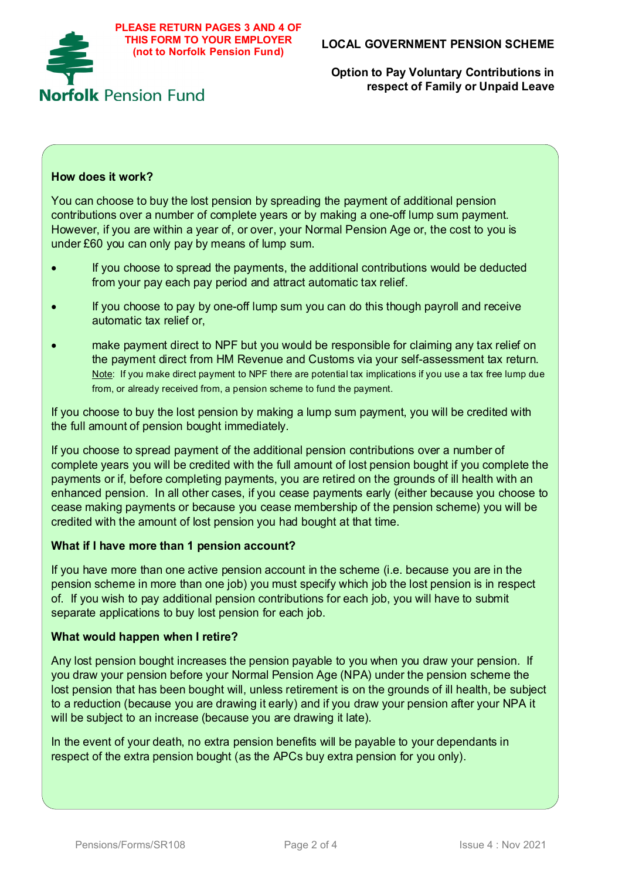**PLEASE RETURN PAGES 3 AND 4 OF THIS FORM TO YOUR EMPLOYER (not to Norfolk Pension Fund)**

Norfolk Pension Fund

**LOCAL GOVERNMENT PENSION SCHEME**

**Option to Pay Voluntary Contributions in respect of Family or Unpaid Leave**

### How does it work?

You can choose to buy the lost pension by spreading the payment of additional pension contributions over a number of complete years or by making a one-off lump sum payment. However, if you are within a year of, or over, your Normal Pension Age or, the cost to you is under £60 you can only pay by means of lump sum.

- If you choose to spread the payments, the additional contributions would be deducted from your pay each pay period and attract automatic tax relief.
- If you choose to pay by one-off lump sum you can do this though payroll and receive automatic tax relief or,
- make payment direct to NPF but you would be responsible for claiming any tax relief on the payment direct from HM Revenue and Customs via your self-assessment tax return.
  Note: If you make direct payment to NPF there are potential tax implications if you use a tax free lump due from, or already received from, a pension scheme to fund the payment.

If you choose to buy the lost pension by making a lump sum payment, you will be credited with the full amount of pension bought immediately.

If you choose to spread payment of the additional pension contributions over a number of complete years you will be credited with the full amount of lost pension bought if you complete the payments or if, before completing payments, you are retired on the grounds of ill health with an enhanced pension. In all other cases, if you cease payments early (either because you choose to cease making payments or because you cease membership of the pension scheme) you will be credited with the amount of lost pension you had bought at that time.

### What if I have more than 1 pension account?

If you have more than one active pension account in the scheme (i.e. because you are in the pension scheme in more than one job) you must specify which job the lost pension is in respect of. If you wish to pay additional pension contributions for each job, you will have to submit separate applications to buy lost pension for each job.

### What would happen when I retire?

Any lost pension bought increases the pension payable to you when you draw your pension. If you draw your pension before your Normal Pension Age (NPA) under the pension scheme the lost pension that has been bought will, unless retirement is on the grounds of ill health, be subject to a reduction (because you are drawing it early) and if you draw your pension after your NPA it will be subject to an increase (because you are drawing it late).

In the event of your death, no extra pension benefits will be payable to your dependants in respect of the extra pension bought (as the APCs buy extra pension for you only).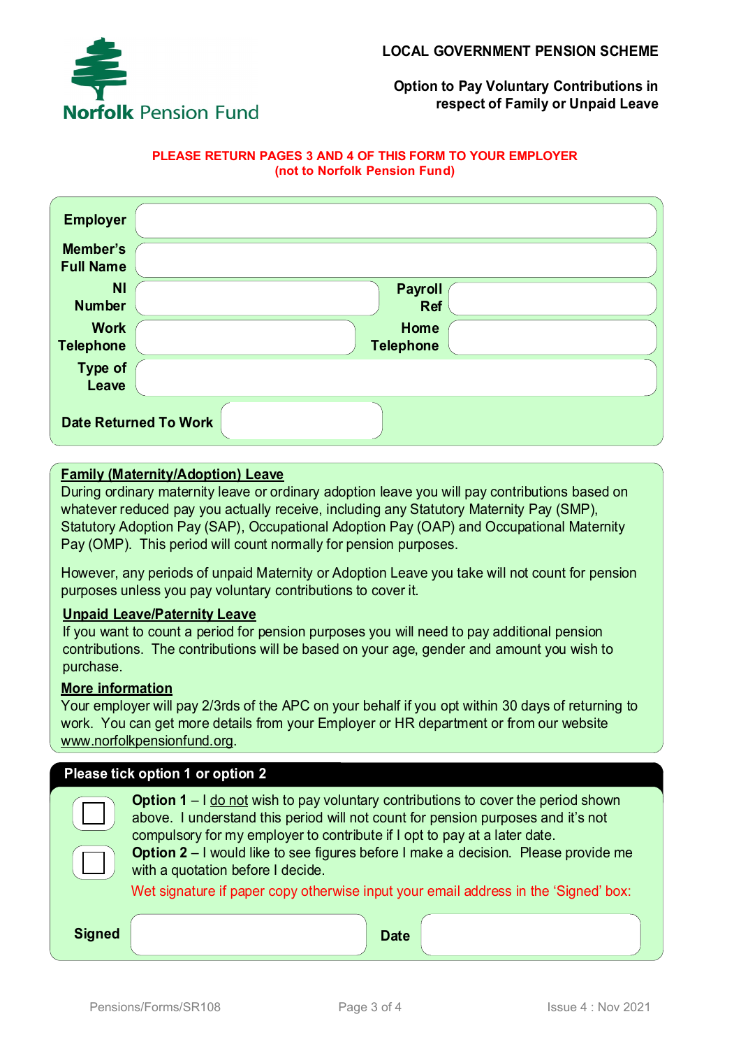Norfolk Pension Fund

# LOCAL GOVERNMENT PENSION SCHEME

## Option to Pay Voluntary Contributions in respect of Family or Unpaid Leave

**PLEASE RETURN PAGES 3 AND 4 OF THIS FORM TO YOUR EMPLOYER (not to Norfolk Pension Fund)**

| | | | |
|---|---|---|---|
| **Employer** | | | |
| **Member's Full Name** | | | |
| **NI Number** | | **Payroll Ref** | |
| **Work Telephone** | | **Home Telephone** | |
| **Type of Leave** | | | |
| **Date Returned To Work** | | | |

**Family (Maternity/Adoption) Leave**

During ordinary maternity leave or ordinary adoption leave you will pay contributions based on whatever reduced pay you actually receive, including any Statutory Maternity Pay (SMP), Statutory Adoption Pay (SAP), Occupational Adoption Pay (OAP) and Occupational Maternity Pay (OMP). This period will count normally for pension purposes.

However, any periods of unpaid Maternity or Adoption Leave you take will not count for pension purposes unless you pay voluntary contributions to cover it.

**Unpaid Leave/Paternity Leave**

If you want to count a period for pension purposes you will need to pay additional pension contributions. The contributions will be based on your age, gender and amount you wish to purchase.

**More information**

Your employer will pay 2/3rds of the APC on your behalf if you opt within 30 days of returning to work. You can get more details from your Employer or HR department or from our website www.norfolkpensionfund.org.

**Please tick option 1 or option 2**

☐ **Option 1** – I do not wish to pay voluntary contributions to cover the period shown above. I understand this period will not count for pension purposes and it's not compulsory for my employer to contribute if I opt to pay at a later date.

☐ **Option 2** – I would like to see figures before I make a decision. Please provide me with a quotation before I decide.

Wet signature if paper copy otherwise input your email address in the 'Signed' box:

| | | | |
|---|---|---|---|
| **Signed** | | **Date** | |

Pensions/Forms/SR108 Issue 4 : Nov 2021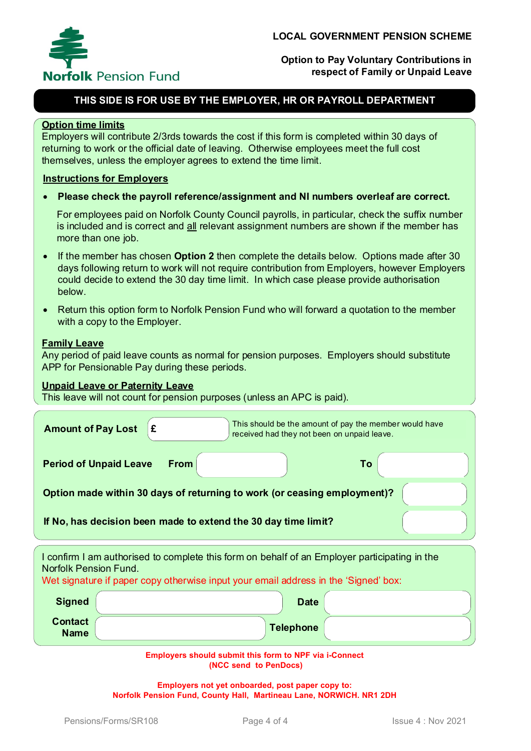Norfolk Pension Fund

**LOCAL GOVERNMENT PENSION SCHEME**

**Option to Pay Voluntary Contributions in respect of Family or Unpaid Leave**

## THIS SIDE IS FOR USE BY THE EMPLOYER, HR OR PAYROLL DEPARTMENT

**Option time limits**

Employers will contribute 2/3rds towards the cost if this form is completed within 30 days of returning to work or the official date of leaving. Otherwise employees meet the full cost themselves, unless the employer agrees to extend the time limit.

**Instructions for Employers**

- **Please check the payroll reference/assignment and NI numbers overleaf are correct.**

  For employees paid on Norfolk County Council payrolls, in particular, check the suffix number is included and is correct and all relevant assignment numbers are shown if the member has more than one job.

- If the member has chosen **Option 2** then complete the details below. Options made after 30 days following return to work will not require contribution from Employers, however Employers could decide to extend the 30 day time limit. In which case please provide authorisation below.

- Return this option form to Norfolk Pension Fund who will forward a quotation to the member with a copy to the Employer.

**Family Leave**

Any period of paid leave counts as normal for pension purposes. Employers should substitute APP for Pensionable Pay during these periods.

**Unpaid Leave or Paternity Leave**

This leave will not count for pension purposes (unless an APC is paid).

**Amount of Pay Lost** £ ______ This should be the amount of pay the member would have received had they not been on unpaid leave.

**Period of Unpaid Leave** **From** ______ **To** ______

**Option made within 30 days of returning to work (or ceasing employment)?** ______

**If No, has decision been made to extend the 30 day time limit?** ______

I confirm I am authorised to complete this form on behalf of an Employer participating in the Norfolk Pension Fund.

Wet signature if paper copy otherwise input your email address in the 'Signed' box:

**Signed** ______ **Date** ______

**Contact Name** ______ **Telephone** ______

**Employers should submit this form to NPF via i-Connect (NCC send to PenDocs)**

**Employers not yet onboarded, post paper copy to: Norfolk Pension Fund, County Hall, Martineau Lane, NORWICH. NR1 2DH**

Pensions/Forms/SR108 Issue 4 : Nov 2021